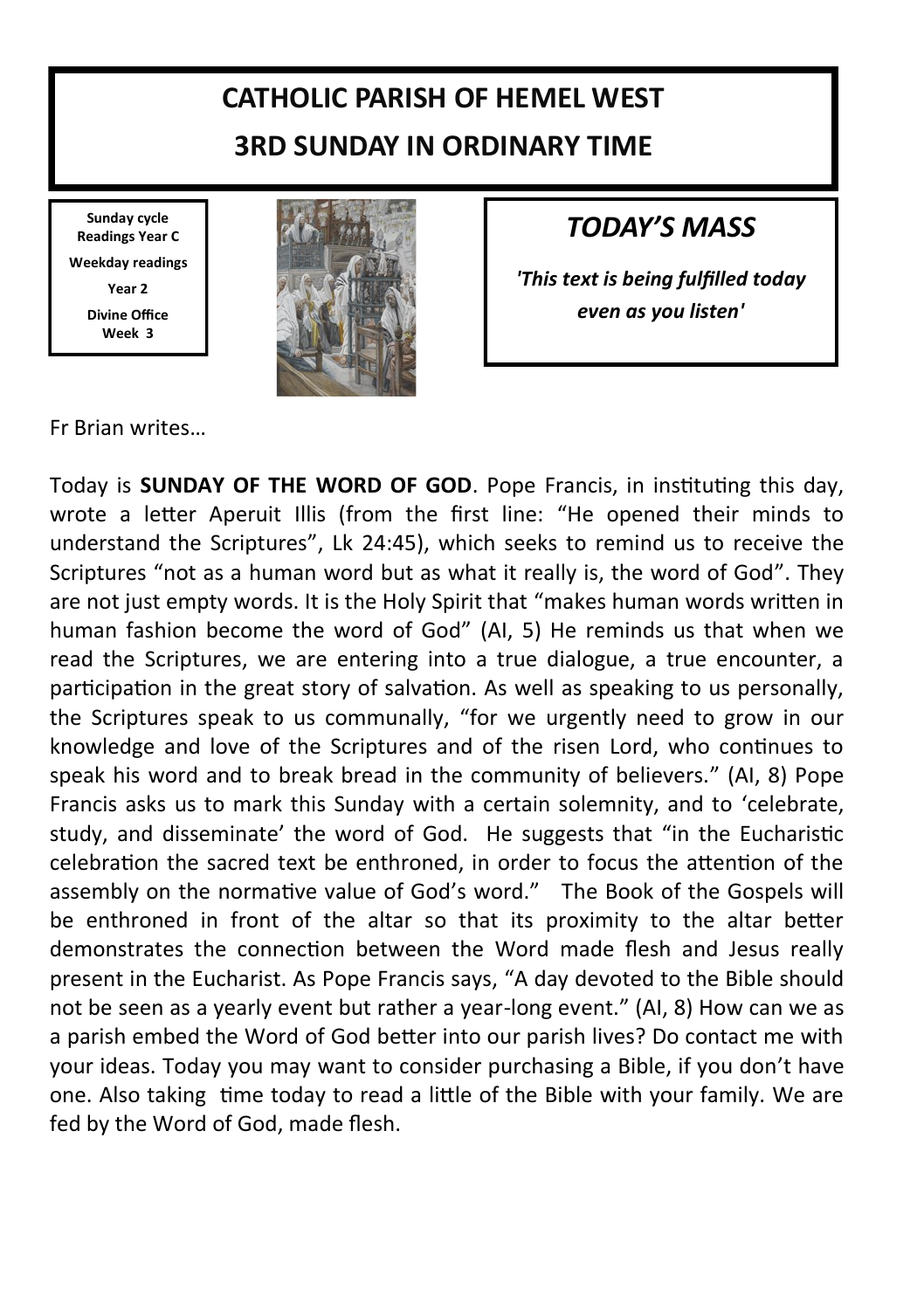# CATHOLIC PARISH OF HEMEL WEST

## 3RD SUNDAY IN ORDINARY TIME

**Sunday cycle Readings Year C**

**Weekday readings**

**Year 2**

**Divine Office Week 3**

## *TODAY'S MASS*

***'This text is being fulfilled today even as you listen'***

Fr Brian writes…

Today is **SUNDAY OF THE WORD OF GOD**. Pope Francis, in instituting this day, wrote a letter Aperuit Illis (from the first line: "He opened their minds to understand the Scriptures", Lk 24:45), which seeks to remind us to receive the Scriptures "not as a human word but as what it really is, the word of God". They are not just empty words. It is the Holy Spirit that "makes human words written in human fashion become the word of God" (AI, 5) He reminds us that when we read the Scriptures, we are entering into a true dialogue, a true encounter, a participation in the great story of salvation. As well as speaking to us personally, the Scriptures speak to us communally, "for we urgently need to grow in our knowledge and love of the Scriptures and of the risen Lord, who continues to speak his word and to break bread in the community of believers." (AI, 8) Pope Francis asks us to mark this Sunday with a certain solemnity, and to 'celebrate, study, and disseminate' the word of God. He suggests that "in the Eucharistic celebration the sacred text be enthroned, in order to focus the attention of the assembly on the normative value of God's word." The Book of the Gospels will be enthroned in front of the altar so that its proximity to the altar better demonstrates the connection between the Word made flesh and Jesus really present in the Eucharist. As Pope Francis says, "A day devoted to the Bible should not be seen as a yearly event but rather a year-long event." (AI, 8) How can we as a parish embed the Word of God better into our parish lives? Do contact me with your ideas. Today you may want to consider purchasing a Bible, if you don't have one. Also taking time today to read a little of the Bible with your family. We are fed by the Word of God, made flesh.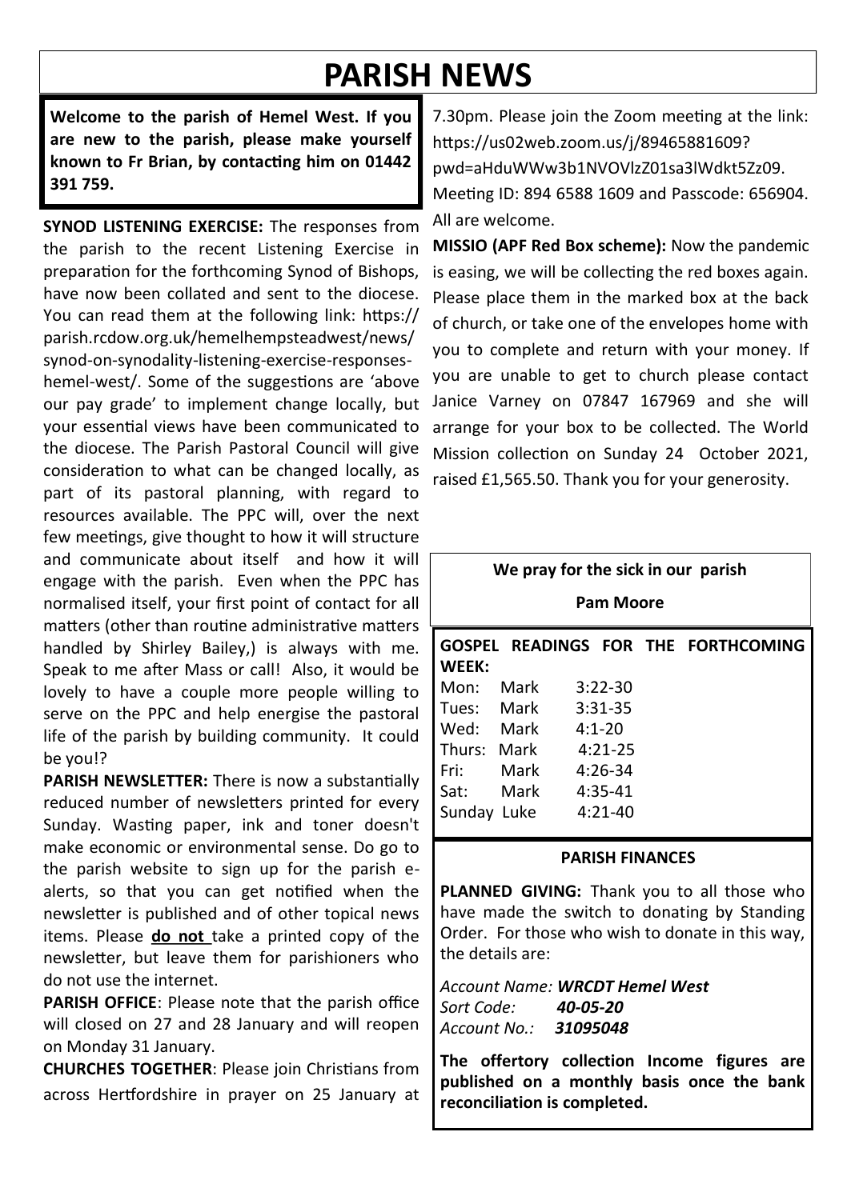# PARISH NEWS

**Welcome to the parish of Hemel West. If you are new to the parish, please make yourself known to Fr Brian, by contacting him on 01442 391 759.**

**SYNOD LISTENING EXERCISE:** The responses from the parish to the recent Listening Exercise in preparation for the forthcoming Synod of Bishops, have now been collated and sent to the diocese. You can read them at the following link: https://parish.rcdow.org.uk/hemelhempsteadwest/news/synod-on-synodality-listening-exercise-responses-hemel-west/. Some of the suggestions are 'above our pay grade' to implement change locally, but your essential views have been communicated to the diocese. The Parish Pastoral Council will give consideration to what can be changed locally, as part of its pastoral planning, with regard to resources available. The PPC will, over the next few meetings, give thought to how it will structure and communicate about itself and how it will engage with the parish. Even when the PPC has normalised itself, your first point of contact for all matters (other than routine administrative matters handled by Shirley Bailey,) is always with me. Speak to me after Mass or call! Also, it would be lovely to have a couple more people willing to serve on the PPC and help energise the pastoral life of the parish by building community. It could be you!?

**PARISH NEWSLETTER:** There is now a substantially reduced number of newsletters printed for every Sunday. Wasting paper, ink and toner doesn't make economic or environmental sense. Do go to the parish website to sign up for the parish e-alerts, so that you can get notified when the newsletter is published and of other topical news items. Please **do not** take a printed copy of the newsletter, but leave them for parishioners who do not use the internet.

**PARISH OFFICE**: Please note that the parish office will closed on 27 and 28 January and will reopen on Monday 31 January.

**CHURCHES TOGETHER**: Please join Christians from across Hertfordshire in prayer on 25 January at 7.30pm. Please join the Zoom meeting at the link: https://us02web.zoom.us/j/89465881609?pwd=aHduWWw3b1NVOVlzZ01sa3lWdkt5Zz09. Meeting ID: 894 6588 1609 and Passcode: 656904. All are welcome.

**MISSIO (APF Red Box scheme):** Now the pandemic is easing, we will be collecting the red boxes again. Please place them in the marked box at the back of church, or take one of the envelopes home with you to complete and return with your money. If you are unable to get to church please contact Janice Varney on 07847 167969 and she will arrange for your box to be collected. The World Mission collection on Sunday 24 October 2021, raised £1,565.50. Thank you for your generosity.

**We pray for the sick in our parish**

**Pam Moore**

**GOSPEL READINGS FOR THE FORTHCOMING WEEK:**

| | | |
|---|---|---|
| Mon: | Mark | 3:22-30 |
| Tues: | Mark | 3:31-35 |
| Wed: | Mark | 4:1-20 |
| Thurs: | Mark | 4:21-25 |
| Fri: | Mark | 4:26-34 |
| Sat: | Mark | 4:35-41 |
| Sunday | Luke | 4:21-40 |

## PARISH FINANCES

**PLANNED GIVING:** Thank you to all those who have made the switch to donating by Standing Order. For those who wish to donate in this way, the details are:

*Account Name:* ***WRCDT Hemel West***
*Sort Code:* ***40-05-20***
*Account No.:* ***31095048***

**The offertory collection Income figures are published on a monthly basis once the bank reconciliation is completed.**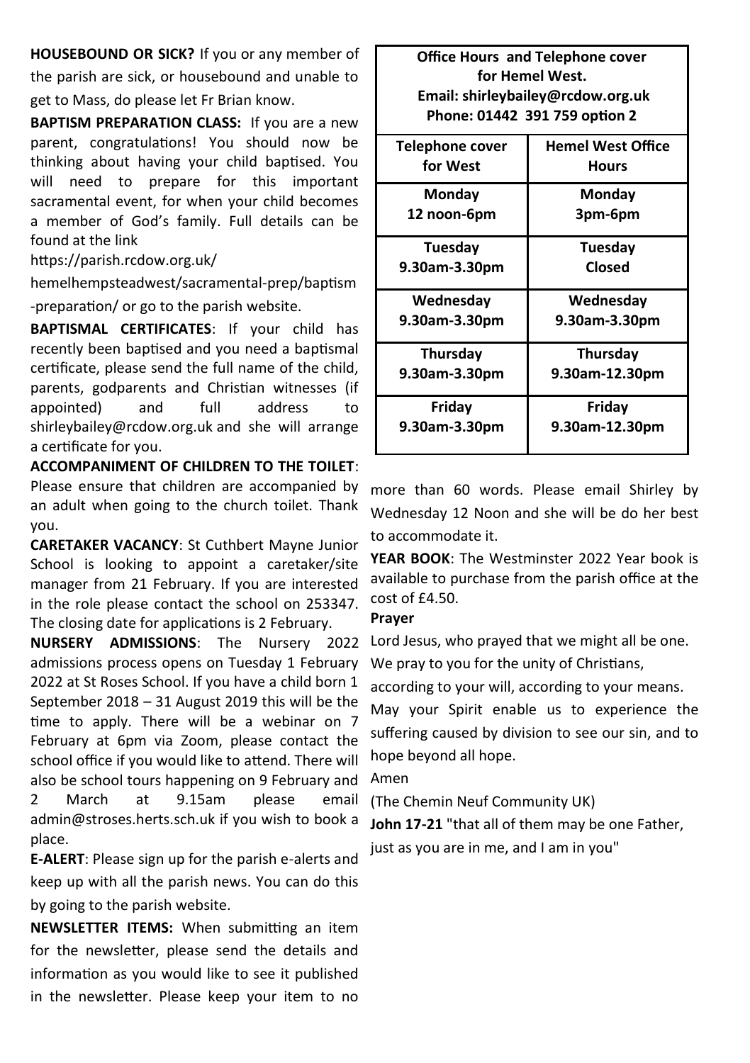**HOUSEBOUND OR SICK?** If you or any member of the parish are sick, or housebound and unable to get to Mass, do please let Fr Brian know.

**BAPTISM PREPARATION CLASS:** If you are a new parent, congratulations! You should now be thinking about having your child baptised. You will need to prepare for this important sacramental event, for when your child becomes a member of God's family. Full details can be found at the link https://parish.rcdow.org.uk/hemelhempsteadwest/sacramental-prep/baptism-preparation/ or go to the parish website.

**BAPTISMAL CERTIFICATES**: If your child has recently been baptised and you need a baptismal certificate, please send the full name of the child, parents, godparents and Christian witnesses (if appointed) and full address to shirleybailey@rcdow.org.uk and she will arrange a certificate for you.

**ACCOMPANIMENT OF CHILDREN TO THE TOILET**: Please ensure that children are accompanied by an adult when going to the church toilet. Thank you.

**CARETAKER VACANCY**: St Cuthbert Mayne Junior School is looking to appoint a caretaker/site manager from 21 February. If you are interested in the role please contact the school on 253347. The closing date for applications is 2 February.

**NURSERY ADMISSIONS**: The Nursery 2022 admissions process opens on Tuesday 1 February 2022 at St Roses School. If you have a child born 1 September 2018 – 31 August 2019 this will be the time to apply. There will be a webinar on 7 February at 6pm via Zoom, please contact the school office if you would like to attend. There will also be school tours happening on 9 February and 2 March at 9.15am please email admin@stroses.herts.sch.uk if you wish to book a place.

**E-ALERT**: Please sign up for the parish e-alerts and keep up with all the parish news. You can do this by going to the parish website.

**NEWSLETTER ITEMS:** When submitting an item for the newsletter, please send the details and information as you would like to see it published in the newsletter. Please keep your item to no more than 60 words. Please email Shirley by Wednesday 12 Noon and she will be do her best to accommodate it.

**Office Hours and Telephone cover for Hemel West.**
**Email: shirleybailey@rcdow.org.uk**
**Phone: 01442 391 759 option 2**

| Telephone cover for West | Hemel West Office Hours |
|---|---|
| **Monday** 12 noon-6pm | **Monday** 3pm-6pm |
| **Tuesday** 9.30am-3.30pm | **Tuesday** Closed |
| **Wednesday** 9.30am-3.30pm | **Wednesday** 9.30am-3.30pm |
| **Thursday** 9.30am-3.30pm | **Thursday** 9.30am-12.30pm |
| **Friday** 9.30am-3.30pm | **Friday** 9.30am-12.30pm |

**YEAR BOOK**: The Westminster 2022 Year book is available to purchase from the parish office at the cost of £4.50.

**Prayer**

Lord Jesus, who prayed that we might all be one.
We pray to you for the unity of Christians,
according to your will, according to your means.
May your Spirit enable us to experience the suffering caused by division to see our sin, and to hope beyond all hope.
Amen
(The Chemin Neuf Community UK)

**John 17-21** "that all of them may be one Father, just as you are in me, and I am in you"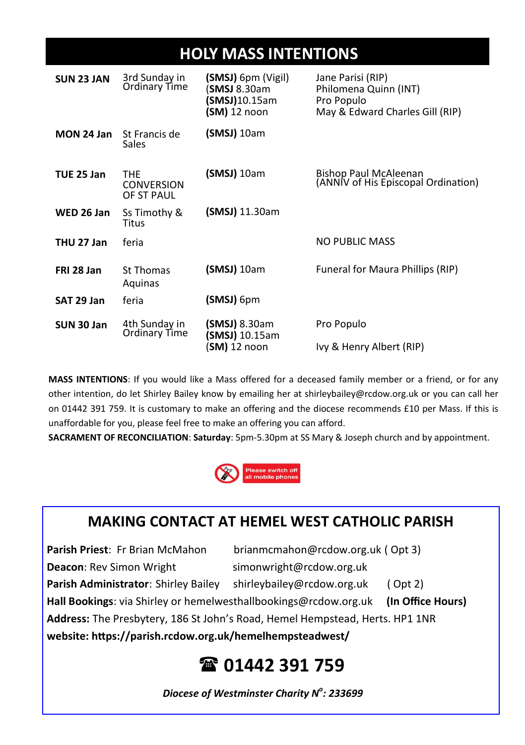# HOLY MASS INTENTIONS

| | | | |
|---|---|---|---|
| **SUN 23 JAN** | 3rd Sunday in Ordinary Time | **(SMSJ)** 6pm (Vigil)<br>**(SMSJ** 8.30am<br>**(SMSJ)**10.15am<br>**(SM)** 12 noon | Jane Parisi (RIP)<br>Philomena Quinn (INT)<br>Pro Populo<br>May & Edward Charles Gill (RIP) |
| **MON 24 Jan** | St Francis de Sales | **(SMSJ)** 10am | |
| **TUE 25 Jan** | THE CONVERSION OF ST PAUL | **(SMSJ)** 10am | Bishop Paul McAleenan (ANNIV of His Episcopal Ordination) |
| **WED 26 Jan** | Ss Timothy & Titus | **(SMSJ)** 11.30am | |
| **THU 27 Jan** | feria | | NO PUBLIC MASS |
| **FRI 28 Jan** | St Thomas Aquinas | **(SMSJ)** 10am | Funeral for Maura Phillips (RIP) |
| **SAT 29 Jan** | feria | **(SMSJ)** 6pm | |
| **SUN 30 Jan** | 4th Sunday in Ordinary Time | **(SMSJ)** 8.30am<br>**(SMSJ)** 10.15am<br>**(SM)** 12 noon | Pro Populo<br><br>Ivy & Henry Albert (RIP) |

**MASS INTENTIONS**: If you would like a Mass offered for a deceased family member or a friend, or for any other intention, do let Shirley Bailey know by emailing her at shirleybailey@rcdow.org.uk or you can call her on 01442 391 759. It is customary to make an offering and the diocese recommends £10 per Mass. If this is unaffordable for you, please feel free to make an offering you can afford.

**SACRAMENT OF RECONCILIATION**: **Saturday**: 5pm-5.30pm at SS Mary & Joseph church and by appointment.

Please switch off all mobile phones

## MAKING CONTACT AT HEMEL WEST CATHOLIC PARISH

**Parish Priest**: Fr Brian McMahon brianmcmahon@rcdow.org.uk ( Opt 3)

**Deacon**: Rev Simon Wright simonwright@rcdow.org.uk

**Parish Administrator**: Shirley Bailey shirleybailey@rcdow.org.uk ( Opt 2)

**Hall Bookings**: via Shirley or hemelwesthallbookings@rcdow.org.uk **(In Office Hours)**

**Address:** The Presbytery, 186 St John's Road, Hemel Hempstead, Herts. HP1 1NR

**website: https://parish.rcdow.org.uk/hemelhempsteadwest/**

# ☎ 01442 391 759

***Diocese of Westminster Charity N$^{o}$: 233699***